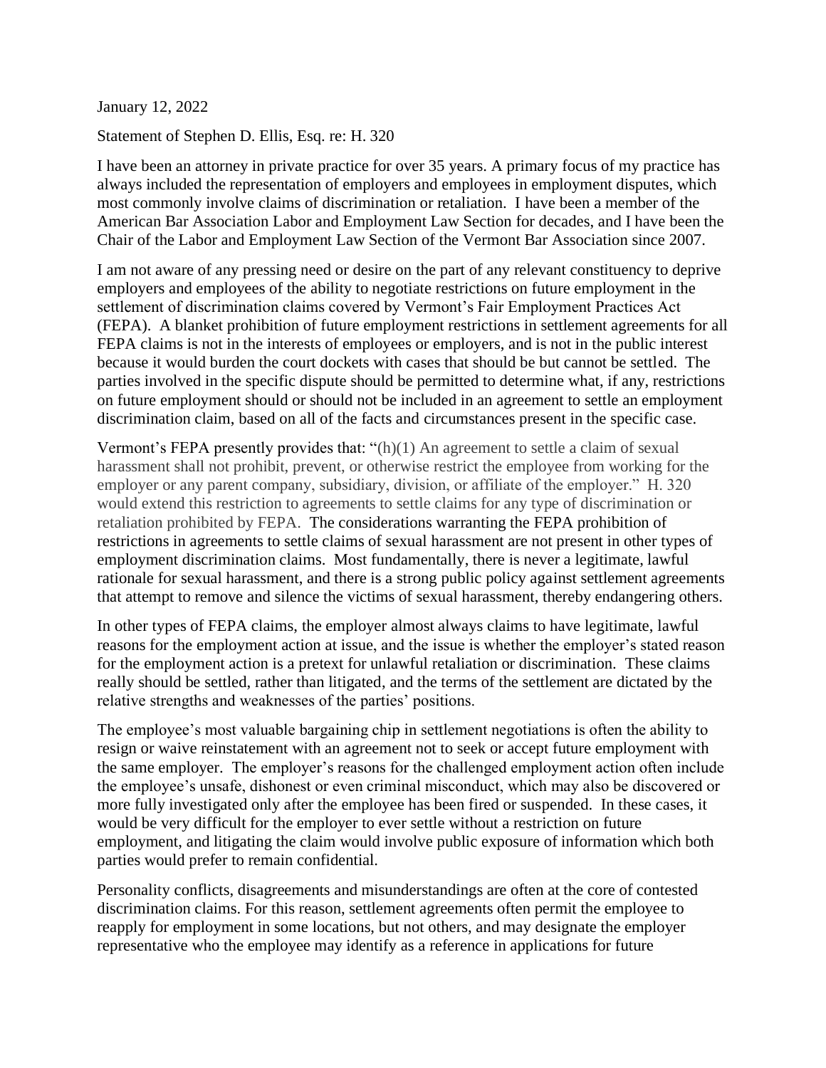January 12, 2022

Statement of Stephen D. Ellis, Esq. re: H. 320

I have been an attorney in private practice for over 35 years. A primary focus of my practice has always included the representation of employers and employees in employment disputes, which most commonly involve claims of discrimination or retaliation. I have been a member of the American Bar Association Labor and Employment Law Section for decades, and I have been the Chair of the Labor and Employment Law Section of the Vermont Bar Association since 2007.

I am not aware of any pressing need or desire on the part of any relevant constituency to deprive employers and employees of the ability to negotiate restrictions on future employment in the settlement of discrimination claims covered by Vermont's Fair Employment Practices Act (FEPA). A blanket prohibition of future employment restrictions in settlement agreements for all FEPA claims is not in the interests of employees or employers, and is not in the public interest because it would burden the court dockets with cases that should be but cannot be settled. The parties involved in the specific dispute should be permitted to determine what, if any, restrictions on future employment should or should not be included in an agreement to settle an employment discrimination claim, based on all of the facts and circumstances present in the specific case.

Vermont's FEPA presently provides that: "(h)(1) An agreement to settle a claim of sexual harassment shall not prohibit, prevent, or otherwise restrict the employee from working for the employer or any parent company, subsidiary, division, or affiliate of the employer." H. 320 would extend this restriction to agreements to settle claims for any type of discrimination or retaliation prohibited by FEPA. The considerations warranting the FEPA prohibition of restrictions in agreements to settle claims of sexual harassment are not present in other types of employment discrimination claims. Most fundamentally, there is never a legitimate, lawful rationale for sexual harassment, and there is a strong public policy against settlement agreements that attempt to remove and silence the victims of sexual harassment, thereby endangering others.

In other types of FEPA claims, the employer almost always claims to have legitimate, lawful reasons for the employment action at issue, and the issue is whether the employer's stated reason for the employment action is a pretext for unlawful retaliation or discrimination. These claims really should be settled, rather than litigated, and the terms of the settlement are dictated by the relative strengths and weaknesses of the parties' positions.

The employee's most valuable bargaining chip in settlement negotiations is often the ability to resign or waive reinstatement with an agreement not to seek or accept future employment with the same employer. The employer's reasons for the challenged employment action often include the employee's unsafe, dishonest or even criminal misconduct, which may also be discovered or more fully investigated only after the employee has been fired or suspended. In these cases, it would be very difficult for the employer to ever settle without a restriction on future employment, and litigating the claim would involve public exposure of information which both parties would prefer to remain confidential.

Personality conflicts, disagreements and misunderstandings are often at the core of contested discrimination claims. For this reason, settlement agreements often permit the employee to reapply for employment in some locations, but not others, and may designate the employer representative who the employee may identify as a reference in applications for future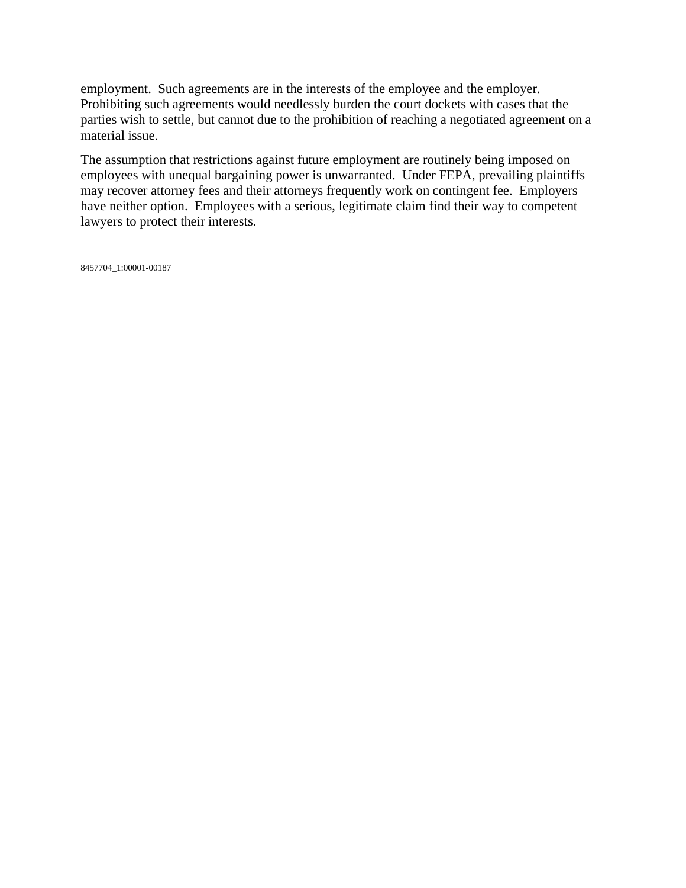employment. Such agreements are in the interests of the employee and the employer. Prohibiting such agreements would needlessly burden the court dockets with cases that the parties wish to settle, but cannot due to the prohibition of reaching a negotiated agreement on a material issue.

The assumption that restrictions against future employment are routinely being imposed on employees with unequal bargaining power is unwarranted. Under FEPA, prevailing plaintiffs may recover attorney fees and their attorneys frequently work on contingent fee. Employers have neither option. Employees with a serious, legitimate claim find their way to competent lawyers to protect their interests.

8457704_1:00001-00187